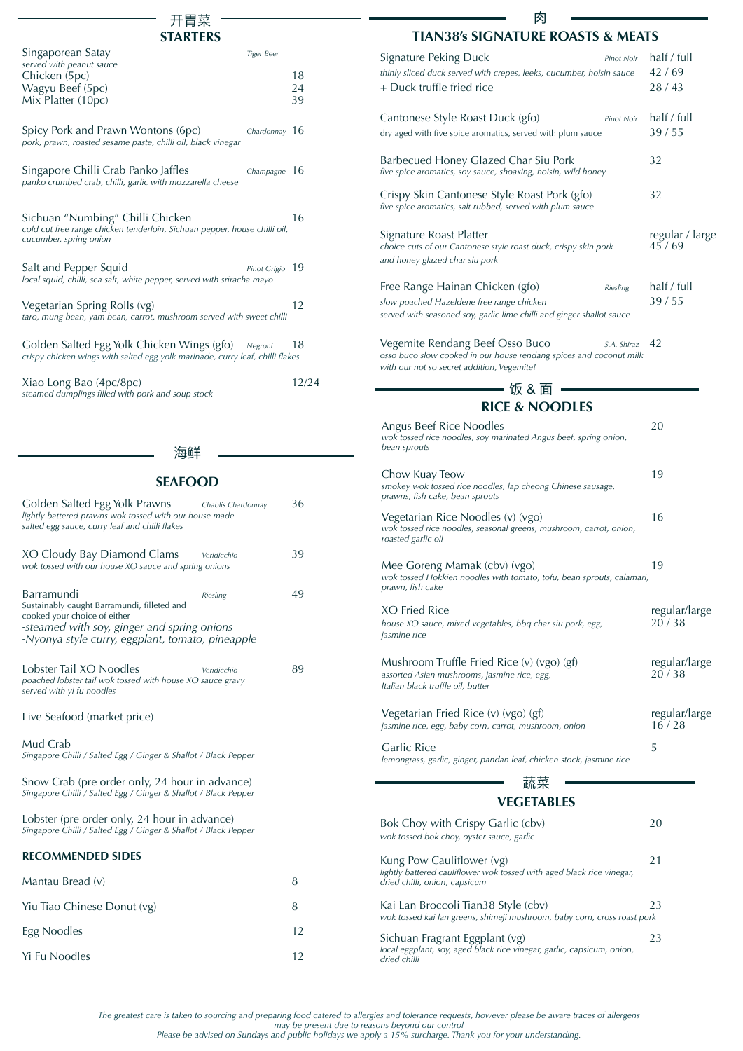## 开胃菜
## STARTERS

**Singaporean Satay** — *Tiger Beer*
*served with peanut sauce*
Chicken (5pc) 18
Wagyu Beef (5pc) 24
Mix Platter (10pc) 39

**Spicy Pork and Prawn Wontons (6pc)** — *Chardonnay* 16
*pork, prawn, roasted sesame paste, chilli oil, black vinegar*

**Singapore Chilli Crab Panko Jaffles** — *Champagne* 16
*panko crumbed crab, chilli, garlic with mozzarella cheese*

**Sichuan "Numbing" Chilli Chicken** 16
*cold cut free range chicken tenderloin, Sichuan pepper, house chilli oil, cucumber, spring onion*

**Salt and Pepper Squid** — *Pinot Grigio* 19
*local squid, chilli, sea salt, white pepper, served with sriracha mayo*

**Vegetarian Spring Rolls (vg)** 12
*taro, mung bean, yam bean, carrot, mushroom served with sweet chilli*

**Golden Salted Egg Yolk Chicken Wings (gfo)** — *Negroni* 18
*crispy chicken wings with salted egg yolk marinade, curry leaf, chilli flakes*

**Xiao Long Bao (4pc/8pc)** 12/24
*steamed dumplings filled with pork and soup stock*

## 海鲜
## SEAFOOD

**Golden Salted Egg Yolk Prawns** — *Chablis Chardonnay* 36
*lightly battered prawns wok tossed with our house made salted egg sauce, curry leaf and chilli flakes*

**XO Cloudy Bay Diamond Clams** — *Veridicchio* 39
*wok tossed with our house XO sauce and spring onions*

**Barramundi** — *Riesling* 49
Sustainably caught Barramundi, filleted and cooked your choice of either
*-steamed with soy, ginger and spring onions*
*-Nyonya style curry, eggplant, tomato, pineapple*

**Lobster Tail XO Noodles** — *Veridicchio* 89
*poached lobster tail wok tossed with house XO sauce gravy served with yi fu noodles*

**Live Seafood (market price)**

**Mud Crab**
*Singapore Chilli / Salted Egg / Ginger & Shallot / Black Pepper*

**Snow Crab (pre order only, 24 hour in advance)**
*Singapore Chilli / Salted Egg / Ginger & Shallot / Black Pepper*

**Lobster (pre order only, 24 hour in advance)**
*Singapore Chilli / Salted Egg / Ginger & Shallot / Black Pepper*

### RECOMMENDED SIDES

| Item | Price |
|---|---|
| Mantau Bread (v) | 8 |
| Yiu Tiao Chinese Donut (vg) | 8 |
| Egg Noodles | 12 |
| Yi Fu Noodles | 12 |

## 肉
## TIAN38's SIGNATURE ROASTS & MEATS

**Signature Peking Duck** — *Pinot Noir* half / full 42 / 69
*thinly sliced duck served with crepes, leeks, cucumber, hoisin sauce*
+ Duck truffle fried rice 28 / 43

**Cantonese Style Roast Duck (gfo)** — *Pinot Noir* half / full 39 / 55
*dry aged with five spice aromatics, served with plum sauce*

**Barbecued Honey Glazed Char Siu Pork** 32
*five spice aromatics, soy sauce, shoaxing, hoisin, wild honey*

**Crispy Skin Cantonese Style Roast Pork (gfo)** 32
*five spice aromatics, salt rubbed, served with plum sauce*

**Signature Roast Platter** regular / large 45 / 69
*choice cuts of our Cantonese style roast duck, crispy skin pork and honey glazed char siu pork*

**Free Range Hainan Chicken (gfo)** — *Riesling* half / full 39 / 55
*slow poached Hazeldene free range chicken served with seasoned soy, garlic lime chilli and ginger shallot sauce*

**Vegemite Rendang Beef Osso Buco** — *S.A. Shiraz* 42
*osso buco slow cooked in our house rendang spices and coconut milk with our not so secret addition, Vegemite!*

## 饭 & 面
## RICE & NOODLES

**Angus Beef Rice Noodles** 20
*wok tossed rice noodles, soy marinated Angus beef, spring onion, bean sprouts*

**Chow Kuay Teow** 19
*smokey wok tossed rice noodles, lap cheong Chinese sausage, prawns, fish cake, bean sprouts*

**Vegetarian Rice Noodles (v) (vgo)** 16
*wok tossed rice noodles, seasonal greens, mushroom, carrot, onion, roasted garlic oil*

**Mee Goreng Mamak (cbv) (vgo)** 19
*wok tossed Hokkien noodles with tomato, tofu, bean sprouts, calamari, prawn, fish cake*

**XO Fried Rice** regular/large 20 / 38
*house XO sauce, mixed vegetables, bbq char siu pork, egg, jasmine rice*

**Mushroom Truffle Fried Rice (v) (vgo) (gf)** regular/large 20 / 38
*assorted Asian mushrooms, jasmine rice, egg, Italian black truffle oil, butter*

**Vegetarian Fried Rice (v) (vgo) (gf)** regular/large 16 / 28
*jasmine rice, egg, baby corn, carrot, mushroom, onion*

**Garlic Rice** 5
*lemongrass, garlic, ginger, pandan leaf, chicken stock, jasmine rice*

## 蔬菜
## VEGETABLES

**Bok Choy with Crispy Garlic (cbv)** 20
*wok tossed bok choy, oyster sauce, garlic*

**Kung Pow Cauliflower (vg)** 21
*lightly battered cauliflower wok tossed with aged black rice vinegar, dried chilli, onion, capsicum*

**Kai Lan Broccoli Tian38 Style (cbv)** 23
*wok tossed kai lan greens, shimeji mushroom, baby corn, cross roast pork*

**Sichuan Fragrant Eggplant (vg)** 23
*local eggplant, soy, aged black rice vinegar, garlic, capsicum, onion, dried chilli*

*The greatest care is taken to sourcing and preparing food catered to allergies and tolerance requests, however please be aware traces of allergens may be present due to reasons beyond our control*
*Please be advised on Sundays and public holidays we apply a 15% surcharge. Thank you for your understanding.*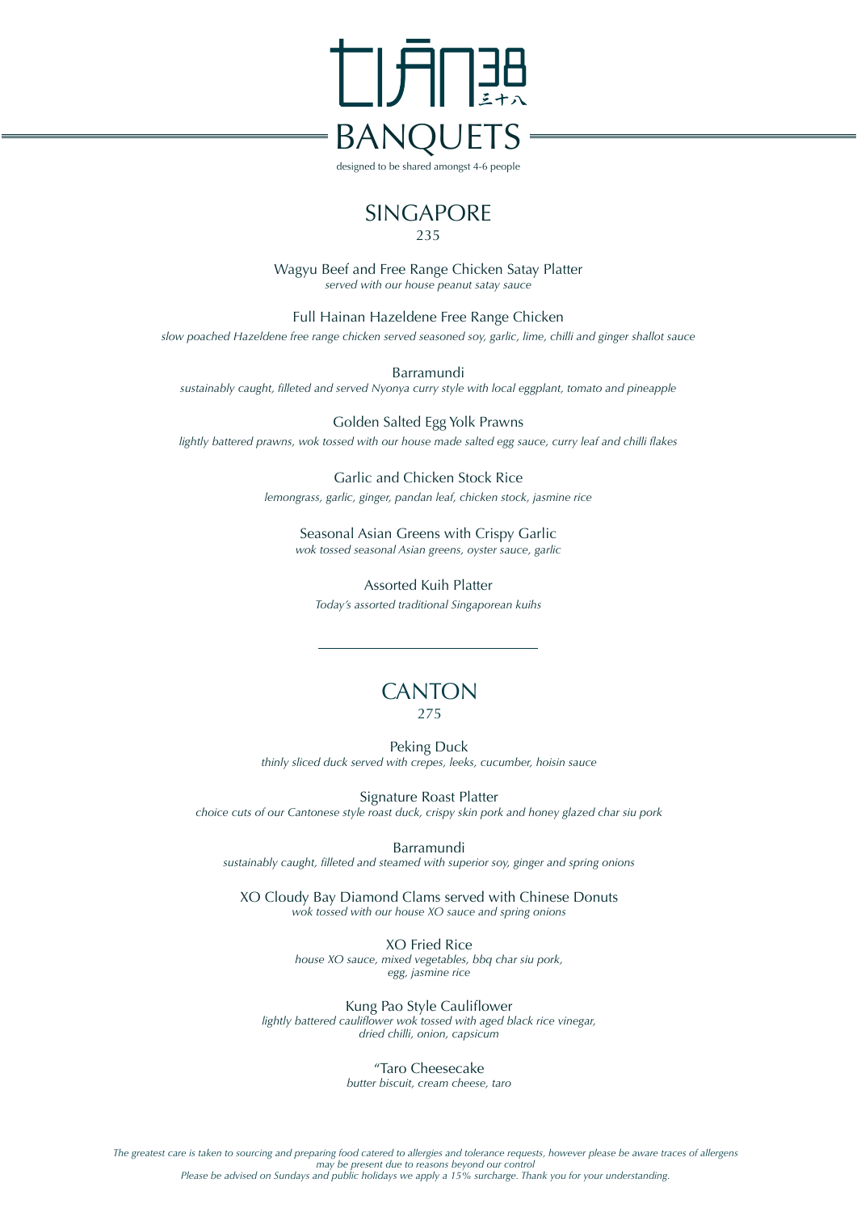# TIĀN38 三十八

## BANQUETS

designed to be shared amongst 4-6 people

## SINGAPORE

235

Wagyu Beef and Free Range Chicken Satay Platter
*served with our house peanut satay sauce*

Full Hainan Hazeldene Free Range Chicken
*slow poached Hazeldene free range chicken served seasoned soy, garlic, lime, chilli and ginger shallot sauce*

Barramundi
*sustainably caught, filleted and served Nyonya curry style with local eggplant, tomato and pineapple*

Golden Salted Egg Yolk Prawns
*lightly battered prawns, wok tossed with our house made salted egg sauce, curry leaf and chilli flakes*

Garlic and Chicken Stock Rice
*lemongrass, garlic, ginger, pandan leaf, chicken stock, jasmine rice*

Seasonal Asian Greens with Crispy Garlic
*wok tossed seasonal Asian greens, oyster sauce, garlic*

Assorted Kuih Platter
*Today's assorted traditional Singaporean kuihs*

---

## CANTON

275

Peking Duck
*thinly sliced duck served with crepes, leeks, cucumber, hoisin sauce*

Signature Roast Platter
*choice cuts of our Cantonese style roast duck, crispy skin pork and honey glazed char siu pork*

Barramundi
*sustainably caught, filleted and steamed with superior soy, ginger and spring onions*

XO Cloudy Bay Diamond Clams served with Chinese Donuts
*wok tossed with our house XO sauce and spring onions*

XO Fried Rice
*house XO sauce, mixed vegetables, bbq char siu pork, egg, jasmine rice*

Kung Pao Style Cauliflower
*lightly battered cauliflower wok tossed with aged black rice vinegar, dried chilli, onion, capsicum*

"Taro Cheesecake
*butter biscuit, cream cheese, taro*

*The greatest care is taken to sourcing and preparing food catered to allergies and tolerance requests, however please be aware traces of allergens may be present due to reasons beyond our control*
*Please be advised on Sundays and public holidays we apply a 15% surcharge. Thank you for your understanding.*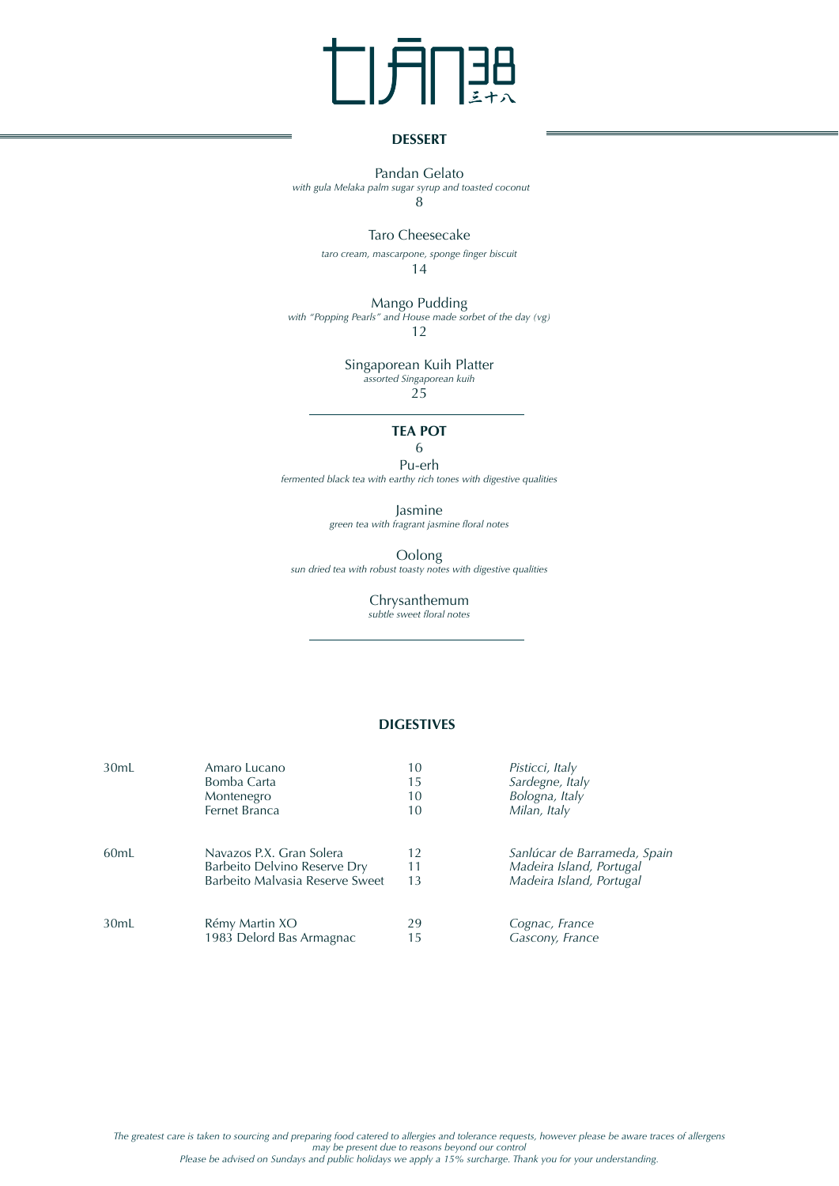# TIAN38 三十八

## DESSERT

Pandan Gelato
*with gula Melaka palm sugar syrup and toasted coconut*
8

Taro Cheesecake
*taro cream, mascarpone, sponge finger biscuit*
14

Mango Pudding
*with "Popping Pearls" and House made sorbet of the day (vg)*
12

Singaporean Kuih Platter
*assorted Singaporean kuih*
25

## TEA POT

6

Pu-erh
*fermented black tea with earthy rich tones with digestive qualities*

Jasmine
*green tea with fragrant jasmine floral notes*

Oolong
*sun dried tea with robust toasty notes with digestive qualities*

Chrysanthemum
*subtle sweet floral notes*

## DIGESTIVES

| | | | |
|---|---|---|---|
| 30mL | Amaro Lucano | 10 | *Pisticci, Italy* |
| | Bomba Carta | 15 | *Sardegne, Italy* |
| | Montenegro | 10 | *Bologna, Italy* |
| | Fernet Branca | 10 | *Milan, Italy* |
| 60mL | Navazos P.X. Gran Solera | 12 | *Sanlúcar de Barrameda, Spain* |
| | Barbeito Delvino Reserve Dry | 11 | *Madeira Island, Portugal* |
| | Barbeito Malvasia Reserve Sweet | 13 | *Madeira Island, Portugal* |
| 30mL | Rémy Martin XO | 29 | *Cognac, France* |
| | 1983 Delord Bas Armagnac | 15 | *Gascony, France* |

*The greatest care is taken to sourcing and preparing food catered to allergies and tolerance requests, however please be aware traces of allergens may be present due to reasons beyond our control*
*Please be advised on Sundays and public holidays we apply a 15% surcharge. Thank you for your understanding.*